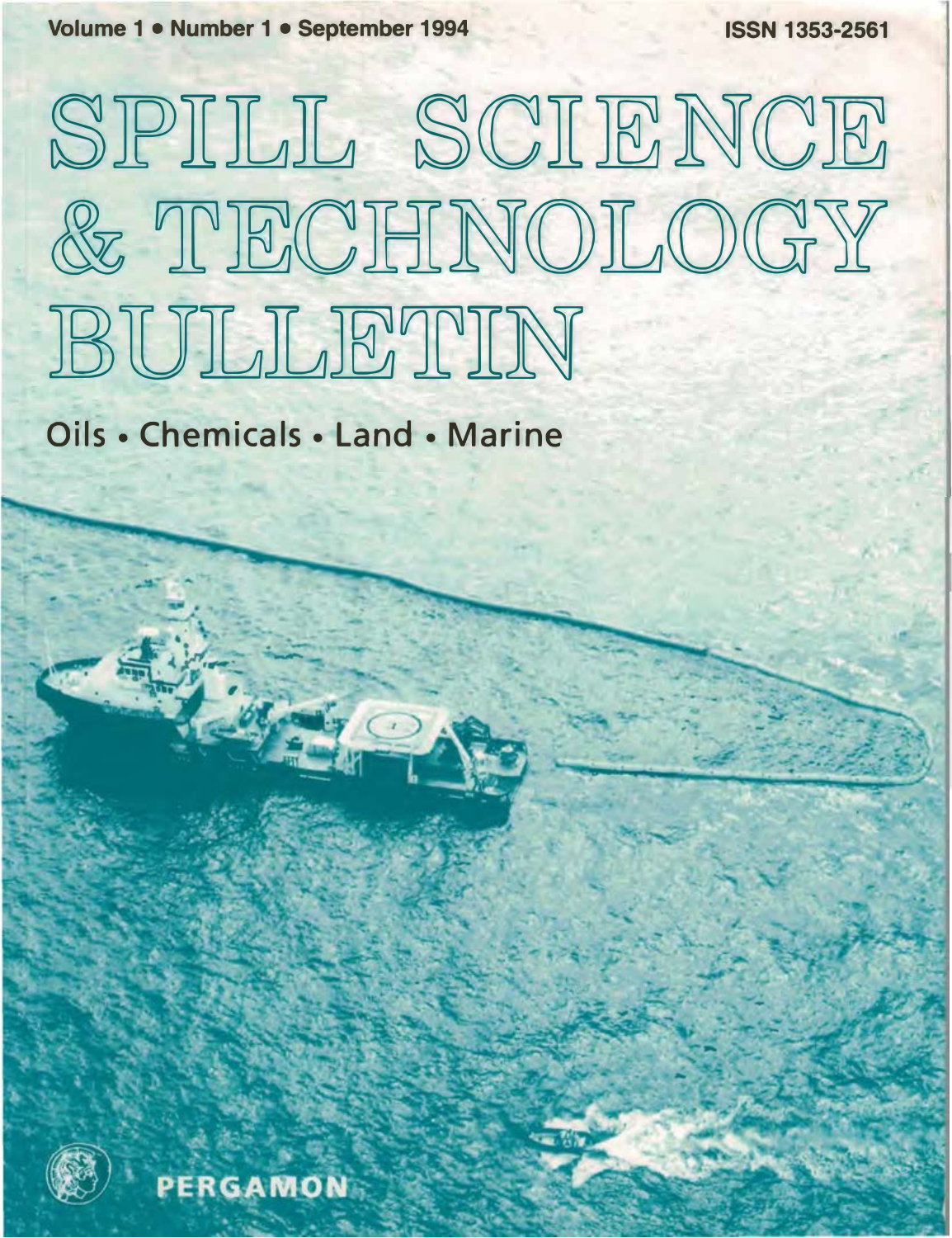Volume 1 • Number 1 • September 1994

ISSN 1353-2561

# SPILL SCIENCE & TECHNOLOGY BULLETIN

Oils • Chemicals • Land • Marine

PERGAMON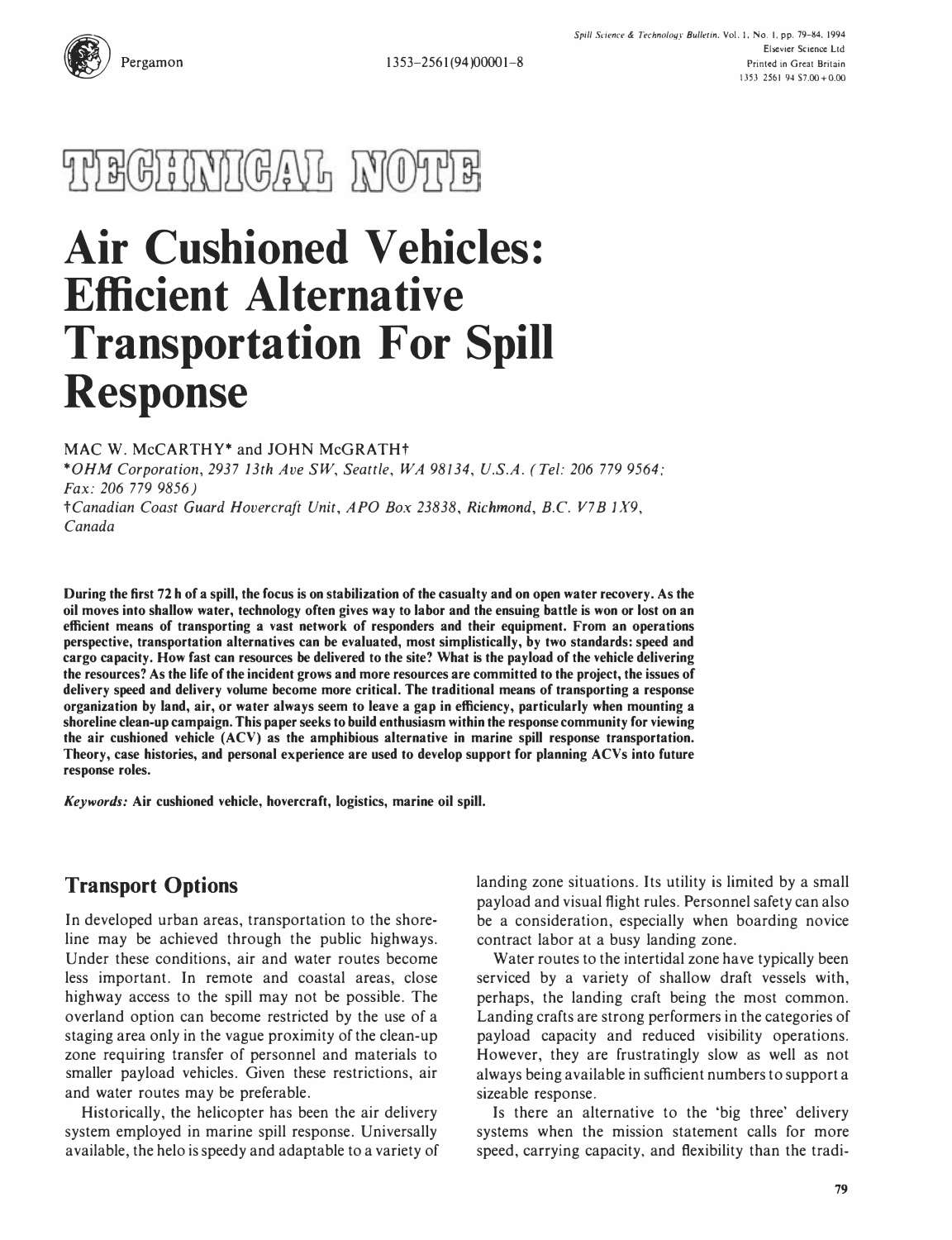# TECHNICAL NOTE

# Air Cushioned Vehicles: Efficient Alternative Transportation For Spill Response

MAC W. McCARTHY* and JOHN McGRATH†

*OHM Corporation, 2937 13th Ave SW, Seattle, WA 98134, U.S.A. (Tel: 206 779 9564; Fax: 206 779 9856)*

*†Canadian Coast Guard Hovercraft Unit, APO Box 23838, Richmond, B.C. V7B 1X9, Canada*

**During the first 72 h of a spill, the focus is on stabilization of the casualty and on open water recovery. As the oil moves into shallow water, technology often gives way to labor and the ensuing battle is won or lost on an efficient means of transporting a vast network of responders and their equipment. From an operations perspective, transportation alternatives can be evaluated, most simplistically, by two standards: speed and cargo capacity. How fast can resources be delivered to the site? What is the payload of the vehicle delivering the resources? As the life of the incident grows and more resources are committed to the project, the issues of delivery speed and delivery volume become more critical. The traditional means of transporting a response organization by land, air, or water always seem to leave a gap in efficiency, particularly when mounting a shoreline clean-up campaign. This paper seeks to build enthusiasm within the response community for viewing the air cushioned vehicle (ACV) as the amphibious alternative in marine spill response transportation. Theory, case histories, and personal experience are used to develop support for planning ACVs into future response roles.**

*Keywords:* **Air cushioned vehicle, hovercraft, logistics, marine oil spill.**

## Transport Options

In developed urban areas, transportation to the shoreline may be achieved through the public highways. Under these conditions, air and water routes become less important. In remote and coastal areas, close highway access to the spill may not be possible. The overland option can become restricted by the use of a staging area only in the vague proximity of the clean-up zone requiring transfer of personnel and materials to smaller payload vehicles. Given these restrictions, air and water routes may be preferable.

Historically, the helicopter has been the air delivery system employed in marine spill response. Universally available, the helo is speedy and adaptable to a variety of landing zone situations. Its utility is limited by a small payload and visual flight rules. Personnel safety can also be a consideration, especially when boarding novice contract labor at a busy landing zone.

Water routes to the intertidal zone have typically been serviced by a variety of shallow draft vessels with, perhaps, the landing craft being the most common. Landing crafts are strong performers in the categories of payload capacity and reduced visibility operations. However, they are frustratingly slow as well as not always being available in sufficient numbers to support a sizeable response.

Is there an alternative to the 'big three' delivery systems when the mission statement calls for more speed, carrying capacity, and flexibility than the tradi-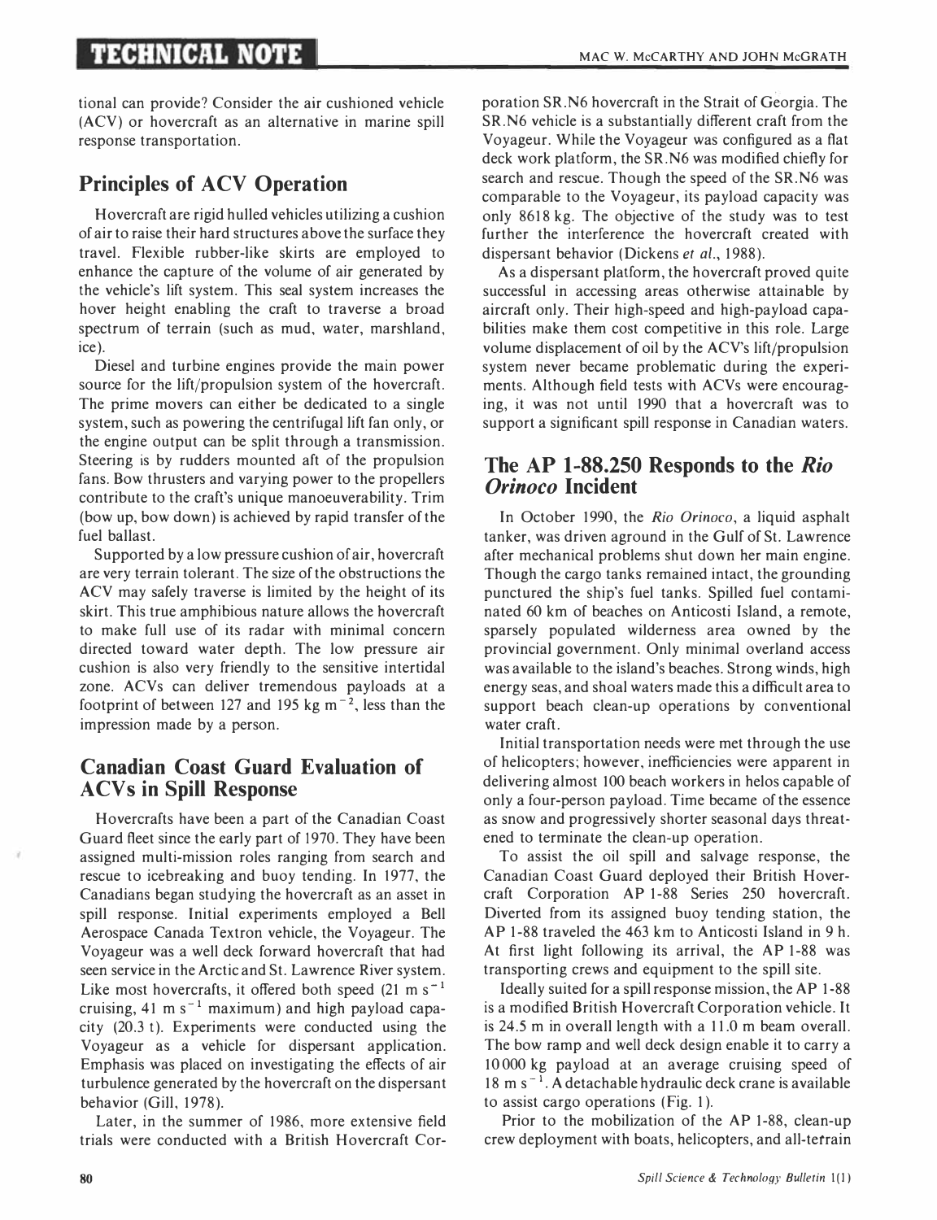tional can provide? Consider the air cushioned vehicle (ACV) or hovercraft as an alternative in marine spill response transportation.

## Principles of ACV Operation

Hovercraft are rigid hulled vehicles utilizing a cushion of air to raise their hard structures above the surface they travel. Flexible rubber-like skirts are employed to enhance the capture of the volume of air generated by the vehicle's lift system. This seal system increases the hover height enabling the craft to traverse a broad spectrum of terrain (such as mud, water, marshland, ice).

Diesel and turbine engines provide the main power source for the lift/propulsion system of the hovercraft. The prime movers can either be dedicated to a single system, such as powering the centrifugal lift fan only, or the engine output can be split through a transmission. Steering is by rudders mounted aft of the propulsion fans. Bow thrusters and varying power to the propellers contribute to the craft's unique manoeuverability. Trim (bow up, bow down) is achieved by rapid transfer of the fuel ballast.

Supported by a low pressure cushion of air, hovercraft are very terrain tolerant. The size of the obstructions the ACV may safely traverse is limited by the height of its skirt. This true amphibious nature allows the hovercraft to make full use of its radar with minimal concern directed toward water depth. The low pressure air cushion is also very friendly to the sensitive intertidal zone. ACVs can deliver tremendous payloads at a footprint of between 127 and 195 kg $m^{-2}$, less than the impression made by a person.

## Canadian Coast Guard Evaluation of ACVs in Spill Response

Hovercrafts have been a part of the Canadian Coast Guard fleet since the early part of 1970. They have been assigned multi-mission roles ranging from search and rescue to icebreaking and buoy tending. In 1977, the Canadians began studying the hovercraft as an asset in spill response. Initial experiments employed a Bell Aerospace Canada Textron vehicle, the Voyageur. The Voyageur was a well deck forward hovercraft that had seen service in the Arctic and St. Lawrence River system. Like most hovercrafts, it offered both speed (21 m $s^{-1}$ cruising, 41 m $s^{-1}$ maximum) and high payload capacity (20.3 t). Experiments were conducted using the Voyageur as a vehicle for dispersant application. Emphasis was placed on investigating the effects of air turbulence generated by the hovercraft on the dispersant behavior (Gill, 1978).

Later, in the summer of 1986, more extensive field trials were conducted with a British Hovercraft Corporation SR.N6 hovercraft in the Strait of Georgia. The SR.N6 vehicle is a substantially different craft from the Voyageur. While the Voyageur was configured as a flat deck work platform, the SR.N6 was modified chiefly for search and rescue. Though the speed of the SR.N6 was comparable to the Voyageur, its payload capacity was only 8618 kg. The objective of the study was to test further the interference the hovercraft created with dispersant behavior (Dickens *et al.*, 1988).

As a dispersant platform, the hovercraft proved quite successful in accessing areas otherwise attainable by aircraft only. Their high-speed and high-payload capabilities make them cost competitive in this role. Large volume displacement of oil by the ACV's lift/propulsion system never became problematic during the experiments. Although field tests with ACVs were encouraging, it was not until 1990 that a hovercraft was to support a significant spill response in Canadian waters.

## The AP 1-88.250 Responds to the *Rio Orinoco* Incident

In October 1990, the *Rio Orinoco*, a liquid asphalt tanker, was driven aground in the Gulf of St. Lawrence after mechanical problems shut down her main engine. Though the cargo tanks remained intact, the grounding punctured the ship's fuel tanks. Spilled fuel contaminated 60 km of beaches on Anticosti Island, a remote, sparsely populated wilderness area owned by the provincial government. Only minimal overland access was available to the island's beaches. Strong winds, high energy seas, and shoal waters made this a difficult area to support beach clean-up operations by conventional water craft.

Initial transportation needs were met through the use of helicopters; however, inefficiencies were apparent in delivering almost 100 beach workers in helos capable of only a four-person payload. Time became of the essence as snow and progressively shorter seasonal days threatened to terminate the clean-up operation.

To assist the oil spill and salvage response, the Canadian Coast Guard deployed their British Hovercraft Corporation AP 1-88 Series 250 hovercraft. Diverted from its assigned buoy tending station, the AP 1-88 traveled the 463 km to Anticosti Island in 9 h. At first light following its arrival, the AP 1-88 was transporting crews and equipment to the spill site.

Ideally suited for a spill response mission, the AP 1-88 is a modified British Hovercraft Corporation vehicle. It is 24.5 m in overall length with a 11.0 m beam overall. The bow ramp and well deck design enable it to carry a 10 000 kg payload at an average cruising speed of 18 m $s^{-1}$. A detachable hydraulic deck crane is available to assist cargo operations (Fig. 1).

Prior to the mobilization of the AP 1-88, clean-up crew deployment with boats, helicopters, and all-terrain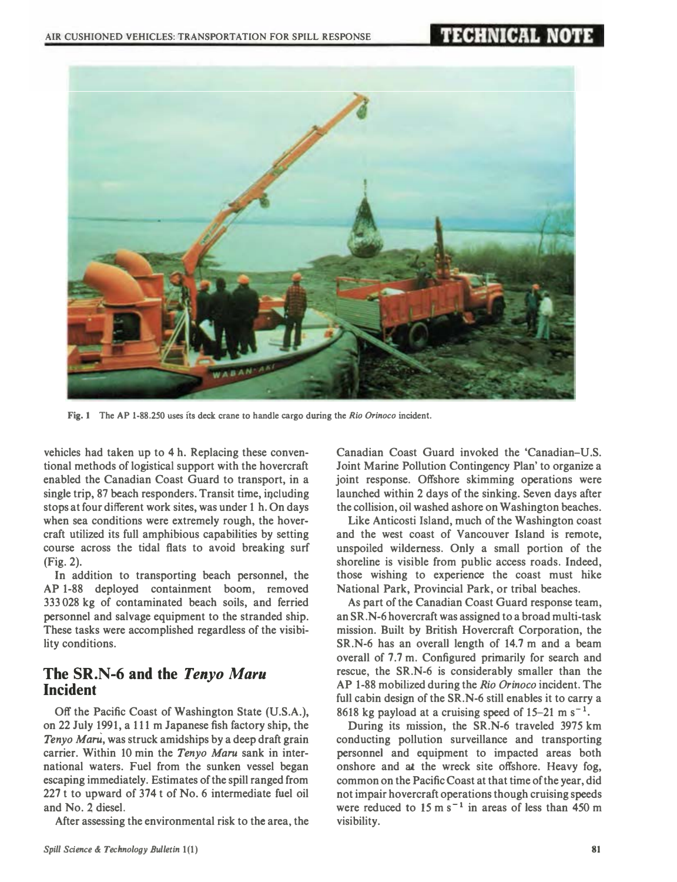Fig. 1 The AP 1-88.250 uses its deck crane to handle cargo during the *Rio Orinoco* incident.

vehicles had taken up to 4 h. Replacing these conventional methods of logistical support with the hovercraft enabled the Canadian Coast Guard to transport, in a single trip, 87 beach responders. Transit time, including stops at four different work sites, was under 1 h. On days when sea conditions were extremely rough, the hovercraft utilized its full amphibious capabilities by setting course across the tidal flats to avoid breaking surf (Fig. 2).

In addition to transporting beach personnel, the AP 1-88 deployed containment boom, removed 333 028 kg of contaminated beach soils, and ferried personnel and salvage equipment to the stranded ship. These tasks were accomplished regardless of the visibility conditions.

## The SR.N-6 and the *Tenyo Maru* Incident

Off the Pacific Coast of Washington State (U.S.A.), on 22 July 1991, a 111 m Japanese fish factory ship, the *Tenyo Maru*, was struck amidships by a deep draft grain carrier. Within 10 min the *Tenyo Maru* sank in international waters. Fuel from the sunken vessel began escaping immediately. Estimates of the spill ranged from 227 t to upward of 374 t of No. 6 intermediate fuel oil and No. 2 diesel.

After assessing the environmental risk to the area, the Canadian Coast Guard invoked the 'Canadian–U.S. Joint Marine Pollution Contingency Plan' to organize a joint response. Offshore skimming operations were launched within 2 days of the sinking. Seven days after the collision, oil washed ashore on Washington beaches.

Like Anticosti Island, much of the Washington coast and the west coast of Vancouver Island is remote, unspoiled wilderness. Only a small portion of the shoreline is visible from public access roads. Indeed, those wishing to experience the coast must hike National Park, Provincial Park, or tribal beaches.

As part of the Canadian Coast Guard response team, an SR.N-6 hovercraft was assigned to a broad multi-task mission. Built by British Hovercraft Corporation, the SR.N-6 has an overall length of 14.7 m and a beam overall of 7.7 m. Configured primarily for search and rescue, the SR.N-6 is considerably smaller than the AP 1-88 mobilized during the *Rio Orinoco* incident. The full cabin design of the SR.N-6 still enables it to carry a 8618 kg payload at a cruising speed of 15–21 m $s^{-1}$.

During its mission, the SR.N-6 traveled 3975 km conducting pollution surveillance and transporting personnel and equipment to impacted areas both onshore and at the wreck site offshore. Heavy fog, common on the Pacific Coast at that time of the year, did not impair hovercraft operations though cruising speeds were reduced to 15 m $s^{-1}$ in areas of less than 450 m visibility.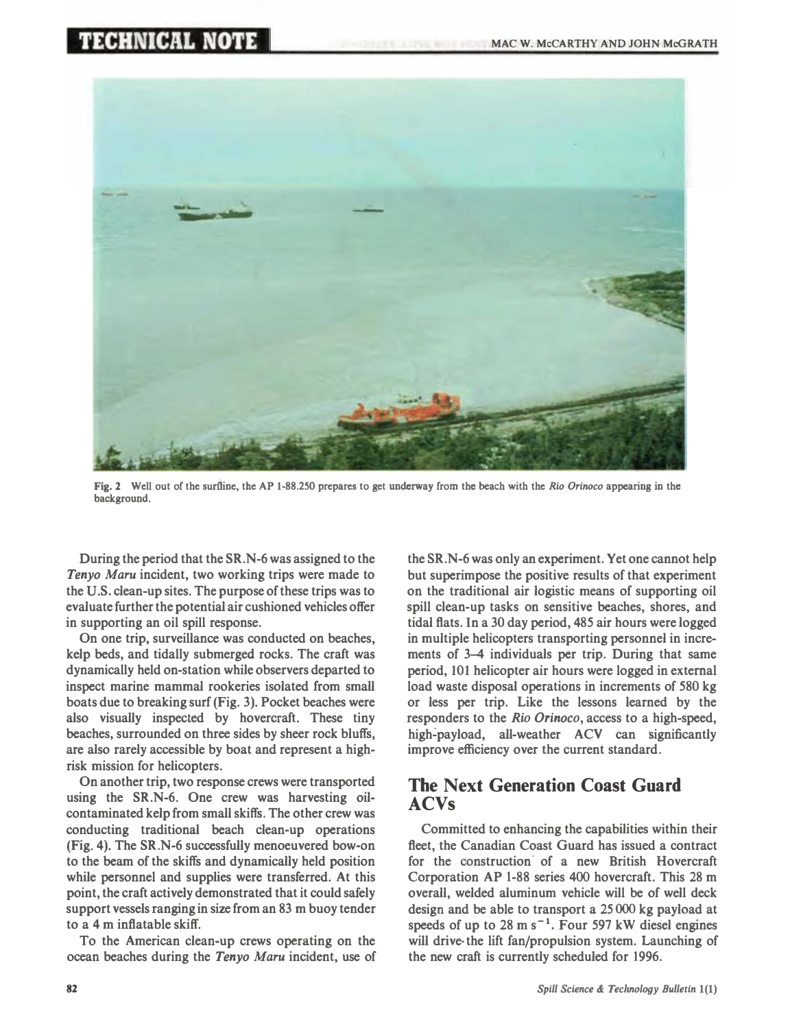Fig. 2 Well out of the surfline, the AP 1-88.250 prepares to get underway from the beach with the *Rio Orinoco* appearing in the background.

During the period that the SR.N-6 was assigned to the *Tenyo Maru* incident, two working trips were made to the U.S. clean-up sites. The purpose of these trips was to evaluate further the potential air cushioned vehicles offer in supporting an oil spill response.

On one trip, surveillance was conducted on beaches, kelp beds, and tidally submerged rocks. The craft was dynamically held on-station while observers departed to inspect marine mammal rookeries isolated from small boats due to breaking surf (Fig. 3). Pocket beaches were also visually inspected by hovercraft. These tiny beaches, surrounded on three sides by sheer rock bluffs, are also rarely accessible by boat and represent a high-risk mission for helicopters.

On another trip, two response crews were transported using the SR.N-6. One crew was harvesting oil-contaminated kelp from small skiffs. The other crew was conducting traditional beach clean-up operations (Fig. 4). The SR.N-6 successfully menoeuvered bow-on to the beam of the skiffs and dynamically held position while personnel and supplies were transferred. At this point, the craft actively demonstrated that it could safely support vessels ranging in size from an 83 m buoy tender to a 4 m inflatable skiff.

To the American clean-up crews operating on the ocean beaches during the *Tenyo Maru* incident, use of the SR.N-6 was only an experiment. Yet one cannot help but superimpose the positive results of that experiment on the traditional air logistic means of supporting oil spill clean-up tasks on sensitive beaches, shores, and tidal flats. In a 30 day period, 485 air hours were logged in multiple helicopters transporting personnel in increments of 3–4 individuals per trip. During that same period, 101 helicopter air hours were logged in external load waste disposal operations in increments of 580 kg or less per trip. Like the lessons learned by the responders to the *Rio Orinoco*, access to a high-speed, high-payload, all-weather ACV can significantly improve efficiency over the current standard.

## The Next Generation Coast Guard ACVs

Committed to enhancing the capabilities within their fleet, the Canadian Coast Guard has issued a contract for the construction of a new British Hovercraft Corporation AP 1-88 series 400 hovercraft. This 28 m overall, welded aluminum vehicle will be of well deck design and be able to transport a 25 000 kg payload at speeds of up to 28 m $s^{-1}$. Four 597 kW diesel engines will drive the lift fan/propulsion system. Launching of the new craft is currently scheduled for 1996.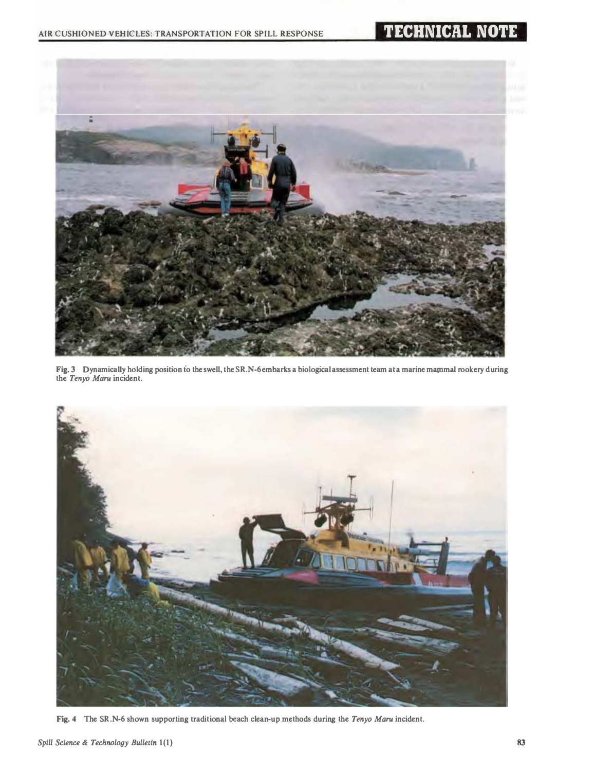Fig. 3 Dynamically holding position to the swell, the SR.N-6 embarks a biological assessment team at a marine mammal rookery during the *Tenyo Maru* incident.

Fig. 4 The SR.N-6 shown supporting traditional beach clean-up methods during the *Tenyo Maru* incident.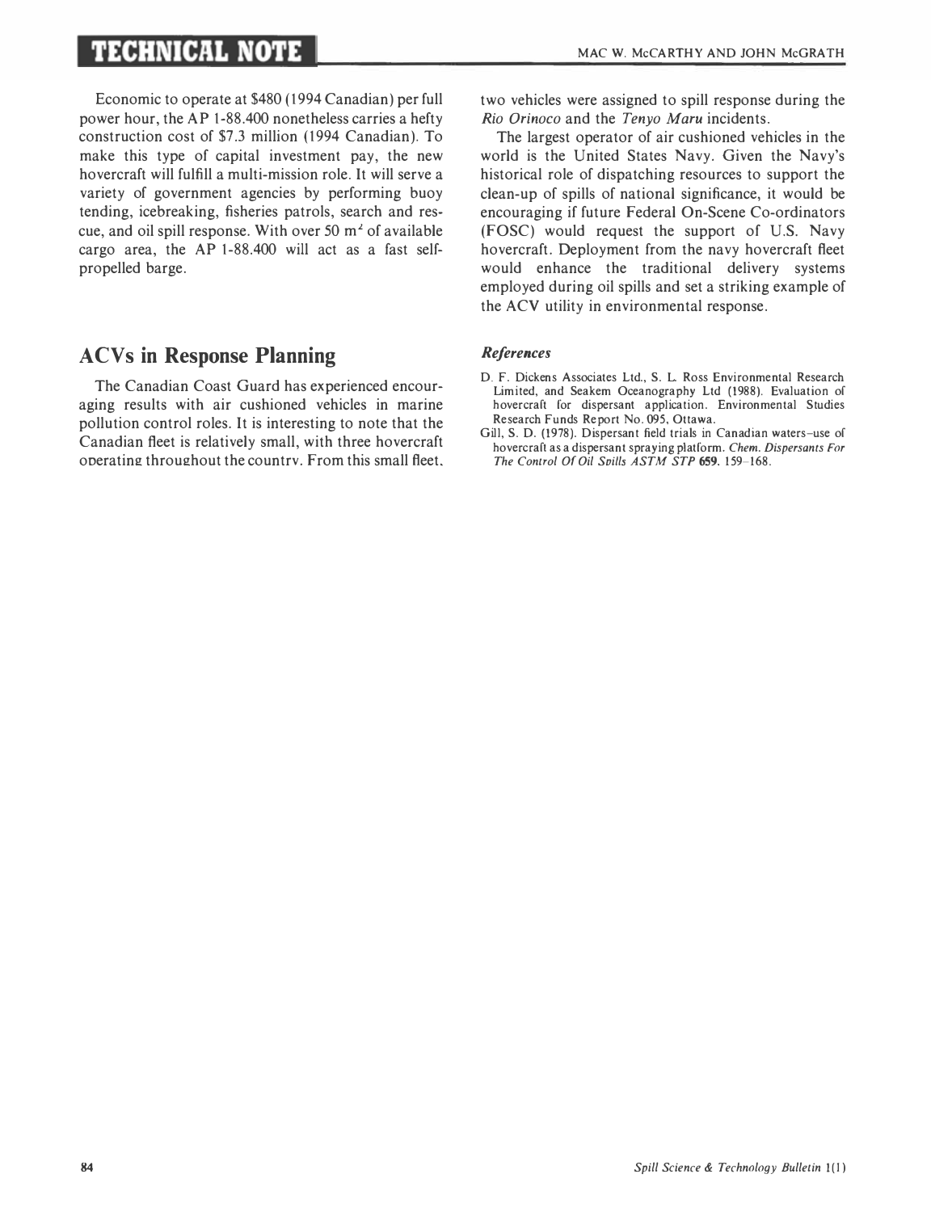Economic to operate at $480 (1994 Canadian) per full power hour, the AP 1-88.400 nonetheless carries a hefty construction cost of $7.3 million (1994 Canadian). To make this type of capital investment pay, the new hovercraft will fulfill a multi-mission role. It will serve a variety of government agencies by performing buoy tending, icebreaking, fisheries patrols, search and rescue, and oil spill response. With over 50 $m^2$ of available cargo area, the AP 1-88.400 will act as a fast self-propelled barge.

## ACVs in Response Planning

The Canadian Coast Guard has experienced encouraging results with air cushioned vehicles in marine pollution control roles. It is interesting to note that the Canadian fleet is relatively small, with three hovercraft operating throughout the country. From this small fleet, two vehicles were assigned to spill response during the *Rio Orinoco* and the *Tenyo Maru* incidents.

The largest operator of air cushioned vehicles in the world is the United States Navy. Given the Navy's historical role of dispatching resources to support the clean-up of spills of national significance, it would be encouraging if future Federal On-Scene Co-ordinators (FOSC) would request the support of U.S. Navy hovercraft. Deployment from the navy hovercraft fleet would enhance the traditional delivery systems employed during oil spills and set a striking example of the ACV utility in environmental response.

### *References*

D. F. Dickens Associates Ltd., S. L. Ross Environmental Research Limited, and Seakem Oceanography Ltd (1988). Evaluation of hovercraft for dispersant application. Environmental Studies Research Funds Report No. 095, Ottawa.

Gill, S. D. (1978). Dispersant field trials in Canadian waters–use of hovercraft as a dispersant spraying platform. *Chem. Dispersants For The Control Of Oil Spills ASTM STP* **659**, 159–168.